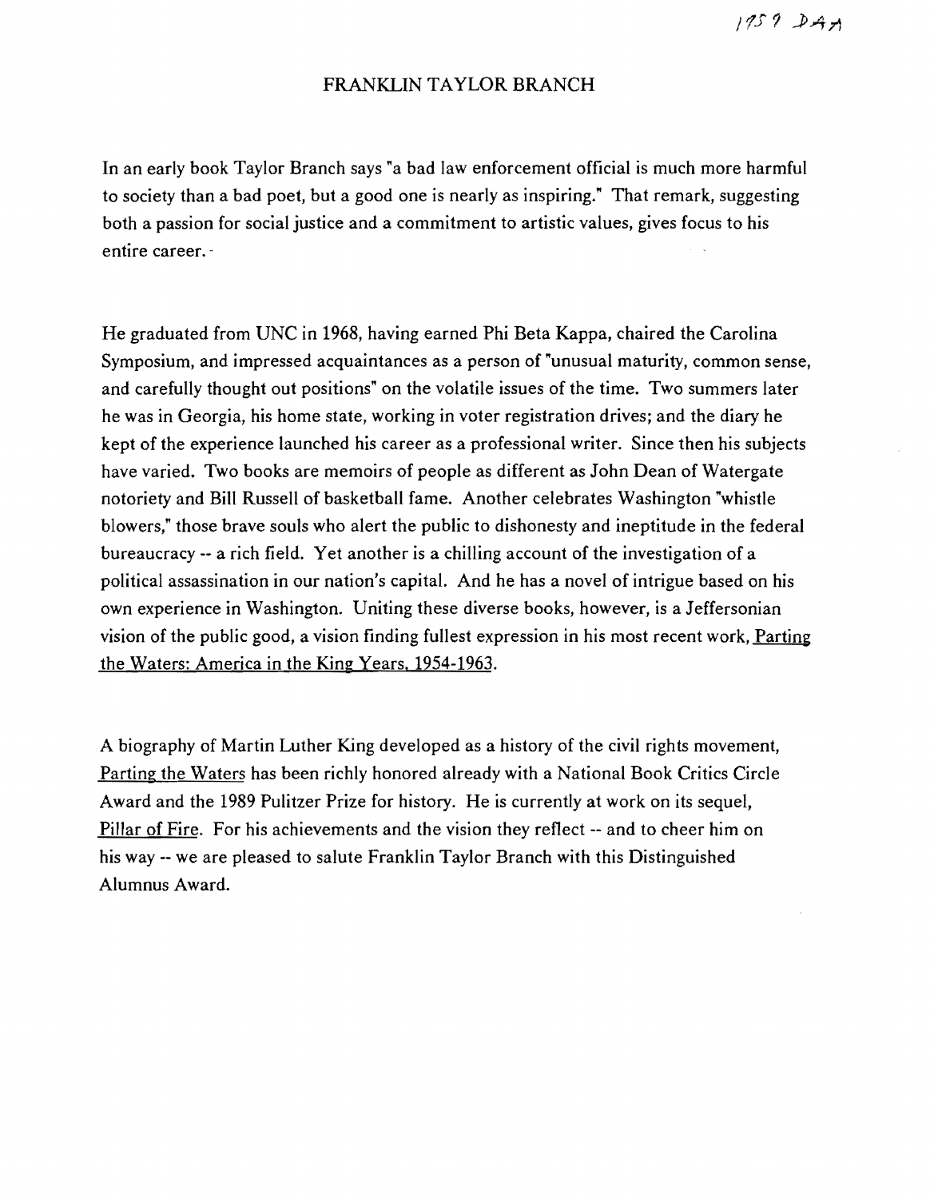1959 DAA

# FRANKLIN TAYLOR BRANCH

In an early book Taylor Branch says "a bad law enforcement official is much more harmful to society than a bad poet, but a good one is nearly as inspiring." That remark, suggesting both a passion for social justice and a commitment to artistic values, gives focus to his entire career.

He graduated from UNC in 1968, having earned Phi Beta Kappa, chaired the Carolina Symposium, and impressed acquaintances as a person of "unusual maturity, common sense, and carefully thought out positions" on the volatile issues of the time. Two summers later he was in Georgia, his home state, working in voter registration drives; and the diary he kept of the experience launched his career as a professional writer. Since then his subjects have varied. Two books are memoirs of people as different as John Dean of Watergate notoriety and Bill Russell of basketball fame. Another celebrates Washington "whistle blowers," those brave souls who alert the public to dishonesty and ineptitude in the federal bureaucracy -- a rich field. Yet another is a chilling account of the investigation of a political assassination in our nation's capital. And he has a novel of intrigue based on his own experience in Washington. Uniting these diverse books, however, is a Jeffersonian vision of the public good, a vision finding fullest expression in his most recent work, Parting the Waters: America in the King Years, 1954-1963.

A biography of Martin Luther King developed as a history of the civil rights movement, Parting the Waters has been richly honored already with a National Book Critics Circle Award and the 1989 Pulitzer Prize for history. He is currently at work on its sequel, Pillar of Fire. For his achievements and the vision they reflect -- and to cheer him on his way -- we are pleased to salute Franklin Taylor Branch with this Distinguished Alumnus Award.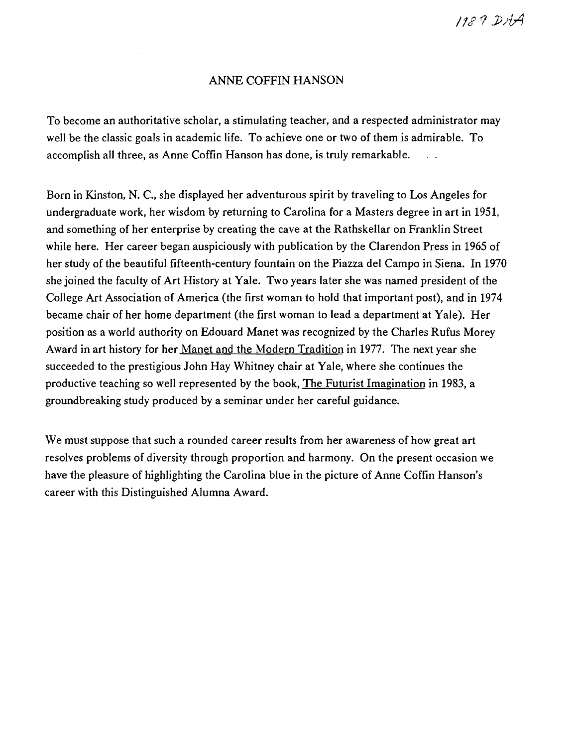1987 DAA

# ANNE COFFIN HANSON

To become an authoritative scholar, a stimulating teacher, and a respected administrator may well be the classic goals in academic life. To achieve one or two of them is admirable. To accomplish all three, as Anne Coffin Hanson has done, is truly remarkable.

Born in Kinston, N. C., she displayed her adventurous spirit by traveling to Los Angeles for undergraduate work, her wisdom by returning to Carolina for a Masters degree in art in 1951, and something of her enterprise by creating the cave at the Rathskellar on Franklin Street while here. Her career began auspiciously with publication by the Clarendon Press in 1965 of her study of the beautiful fifteenth-century fountain on the Piazza del Campo in Siena. In 1970 she joined the faculty of Art History at Yale. Two years later she was named president of the College Art Association of America (the first woman to hold that important post), and in 1974 became chair of her home department (the first woman to lead a department at Yale). Her position as a world authority on Edouard Manet was recognized by the Charles Rufus Morey Award in art history for her Manet and the Modern Tradition in 1977. The next year she succeeded to the prestigious John Hay Whitney chair at Yale, where she continues the productive teaching so well represented by the book, The Futurist Imagination in 1983, a groundbreaking study produced by a seminar under her careful guidance.

We must suppose that such a rounded career results from her awareness of how great art resolves problems of diversity through proportion and harmony. On the present occasion we have the pleasure of highlighting the Carolina blue in the picture of Anne Coffin Hanson's career with this Distinguished Alumna Award.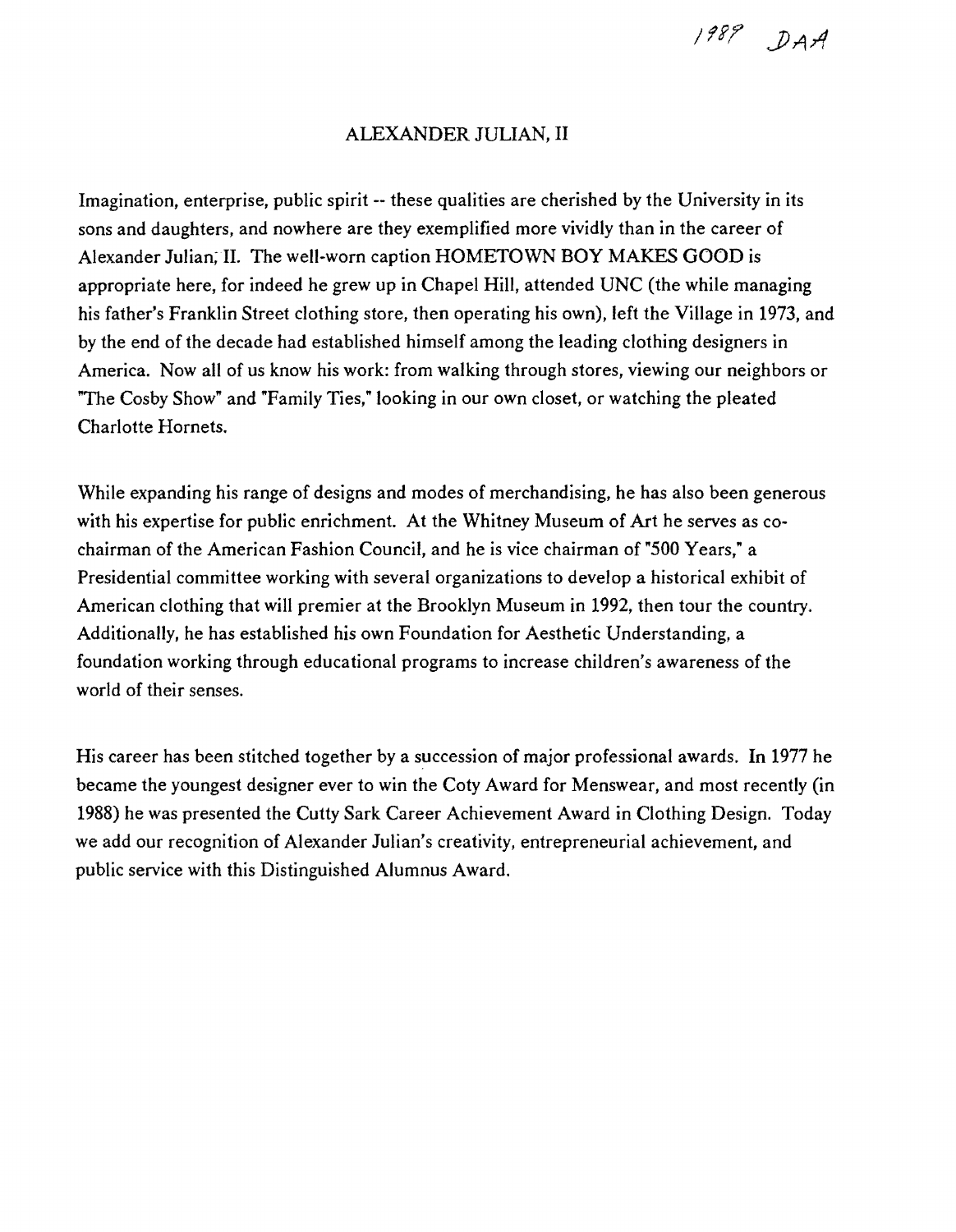1989 DAA

## ALEXANDER JULIAN, II

Imagination, enterprise, public spirit -- these qualities are cherished by the University in its sons and daughters, and nowhere are they exemplified more vividly than in the career of Alexander Julian, II. The well-worn caption HOMETOWN BOY MAKES GOOD is appropriate here, for indeed he grew up in Chapel Hill, attended UNC (the while managing his father's Franklin Street clothing store, then operating his own), left the Village in 1973, and by the end of the decade had established himself among the leading clothing designers in America. Now all of us know his work: from walking through stores, viewing our neighbors or "The Cosby Show" and "Family Ties," looking in our own closet, or watching the pleated Charlotte Hornets.

While expanding his range of designs and modes of merchandising, he has also been generous with his expertise for public enrichment. At the Whitney Museum of Art he serves as co-chairman of the American Fashion Council, and he is vice chairman of "500 Years," a Presidential committee working with several organizations to develop a historical exhibit of American clothing that will premier at the Brooklyn Museum in 1992, then tour the country. Additionally, he has established his own Foundation for Aesthetic Understanding, a foundation working through educational programs to increase children's awareness of the world of their senses.

His career has been stitched together by a succession of major professional awards. In 1977 he became the youngest designer ever to win the Coty Award for Menswear, and most recently (in 1988) he was presented the Cutty Sark Career Achievement Award in Clothing Design. Today we add our recognition of Alexander Julian's creativity, entrepreneurial achievement, and public service with this Distinguished Alumnus Award.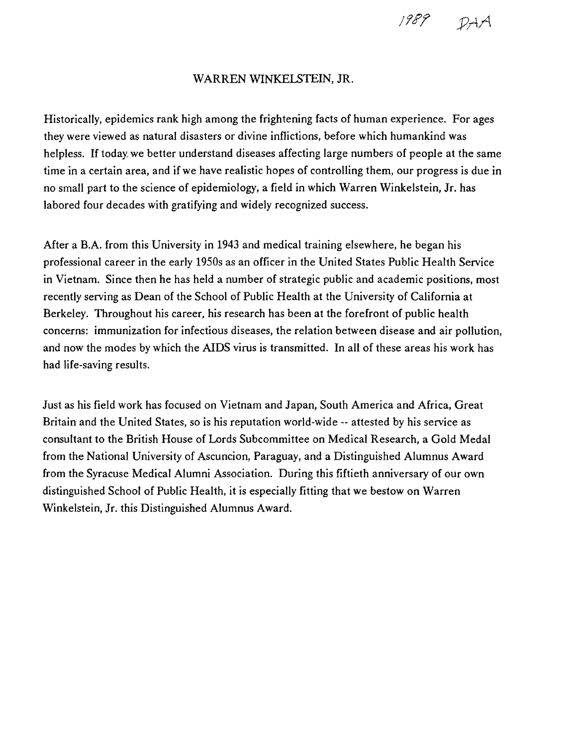1989 DAA

# WARREN WINKELSTEIN, JR.

Historically, epidemics rank high among the frightening facts of human experience. For ages they were viewed as natural disasters or divine inflictions, before which humankind was helpless. If today we better understand diseases affecting large numbers of people at the same time in a certain area, and if we have realistic hopes of controlling them, our progress is due in no small part to the science of epidemiology, a field in which Warren Winkelstein, Jr. has labored four decades with gratifying and widely recognized success.

After a B.A. from this University in 1943 and medical training elsewhere, he began his professional career in the early 1950s as an officer in the United States Public Health Service in Vietnam. Since then he has held a number of strategic public and academic positions, most recently serving as Dean of the School of Public Health at the University of California at Berkeley. Throughout his career, his research has been at the forefront of public health concerns: immunization for infectious diseases, the relation between disease and air pollution, and now the modes by which the AIDS virus is transmitted. In all of these areas his work has had life-saving results.

Just as his field work has focused on Vietnam and Japan, South America and Africa, Great Britain and the United States, so is his reputation world-wide -- attested by his service as consultant to the British House of Lords Subcommittee on Medical Research, a Gold Medal from the National University of Ascuncion, Paraguay, and a Distinguished Alumnus Award from the Syracuse Medical Alumni Association. During this fiftieth anniversary of our own distinguished School of Public Health, it is especially fitting that we bestow on Warren Winkelstein, Jr. this Distinguished Alumnus Award.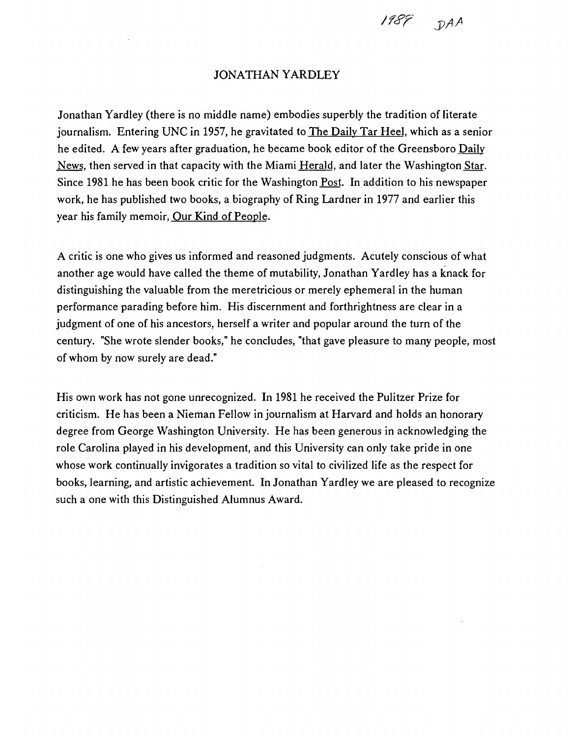1989 DAA

# JONATHAN YARDLEY

Jonathan Yardley (there is no middle name) embodies superbly the tradition of literate journalism. Entering UNC in 1957, he gravitated to The Daily Tar Heel, which as a senior he edited. A few years after graduation, he became book editor of the Greensboro Daily News, then served in that capacity with the Miami Herald, and later the Washington Star. Since 1981 he has been book critic for the Washington Post. In addition to his newspaper work, he has published two books, a biography of Ring Lardner in 1977 and earlier this year his family memoir, Our Kind of People.

A critic is one who gives us informed and reasoned judgments. Acutely conscious of what another age would have called the theme of mutability, Jonathan Yardley has a knack for distinguishing the valuable from the meretricious or merely ephemeral in the human performance parading before him. His discernment and forthrightness are clear in a judgment of one of his ancestors, herself a writer and popular around the turn of the century. "She wrote slender books," he concludes, "that gave pleasure to many people, most of whom by now surely are dead."

His own work has not gone unrecognized. In 1981 he received the Pulitzer Prize for criticism. He has been a Nieman Fellow in journalism at Harvard and holds an honorary degree from George Washington University. He has been generous in acknowledging the role Carolina played in his development, and this University can only take pride in one whose work continually invigorates a tradition so vital to civilized life as the respect for books, learning, and artistic achievement. In Jonathan Yardley we are pleased to recognize such a one with this Distinguished Alumnus Award.